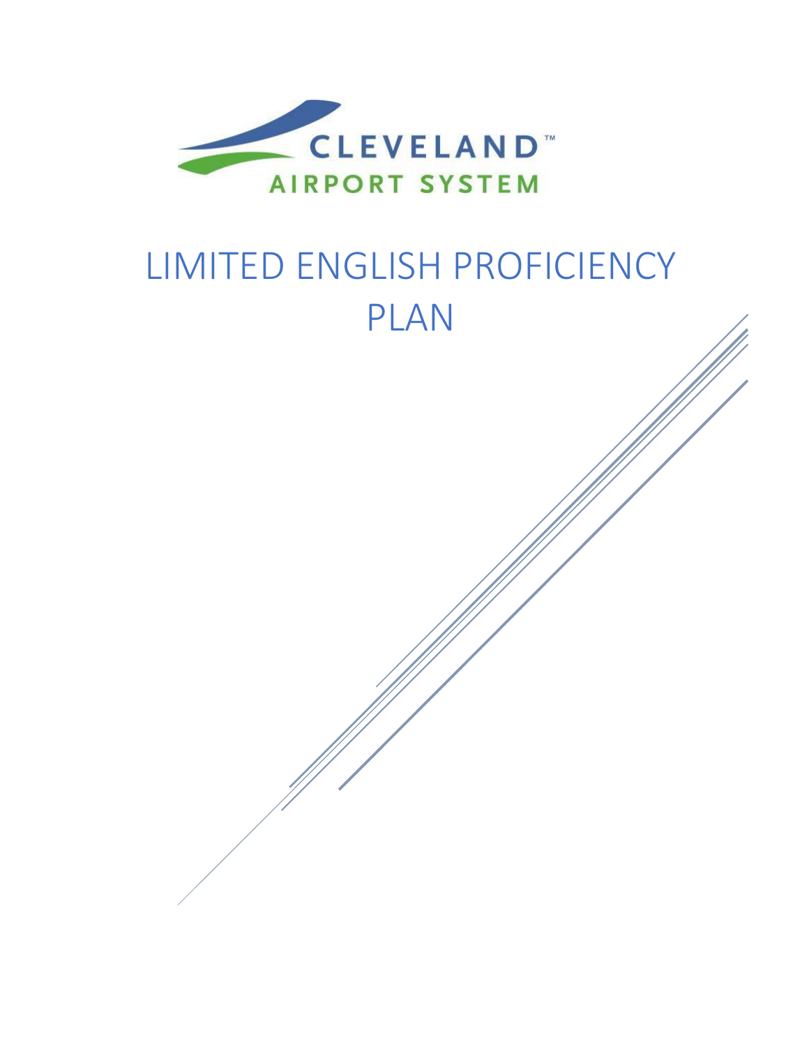CLEVELAND™
AIRPORT SYSTEM

# LIMITED ENGLISH PROFICIENCY PLAN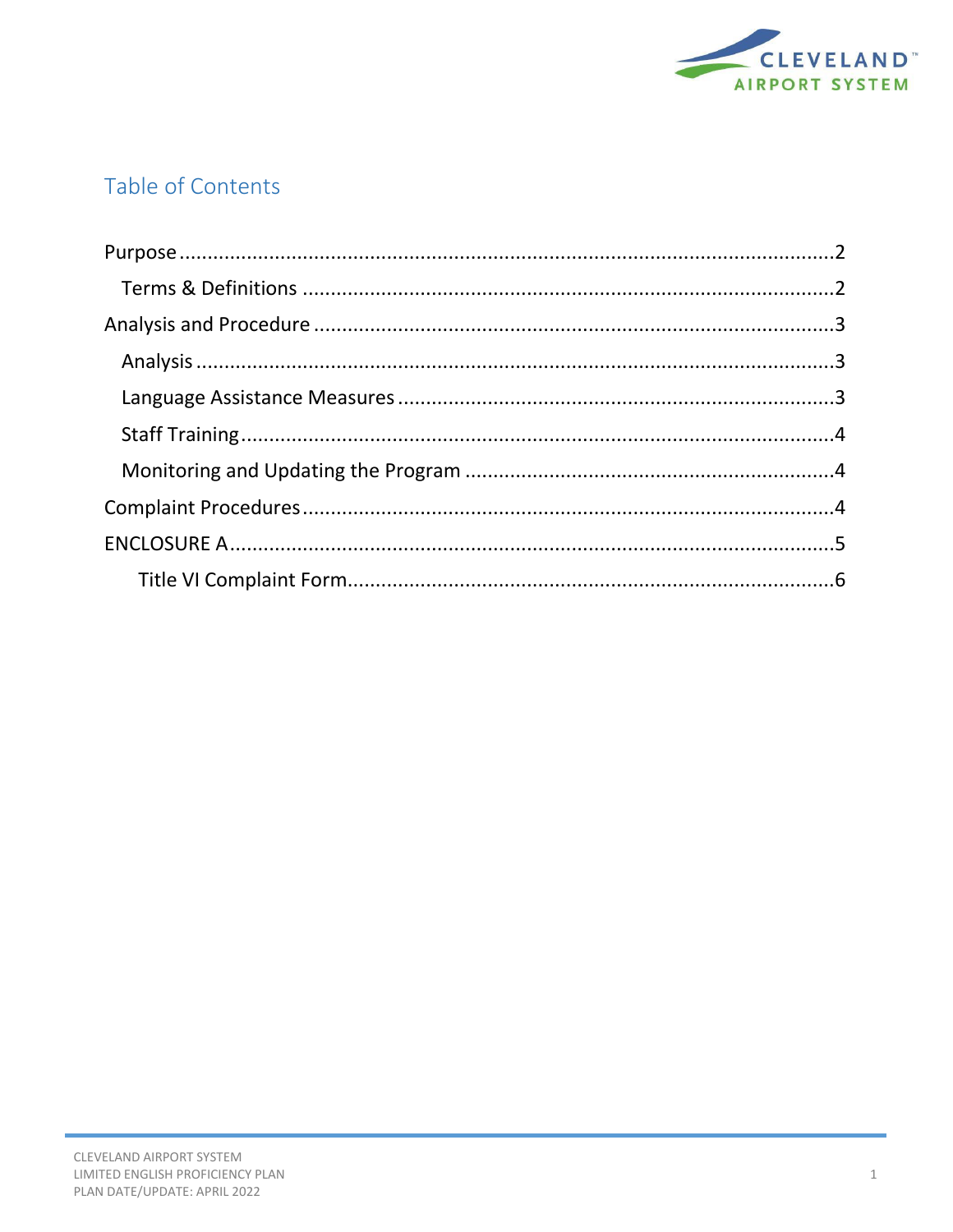## Table of Contents

- Purpose ........ 2
  - Terms & Definitions ........ 2
- Analysis and Procedure ........ 3
  - Analysis ........ 3
  - Language Assistance Measures ........ 3
  - Staff Training ........ 4
  - Monitoring and Updating the Program ........ 4
- Complaint Procedures ........ 4
- ENCLOSURE A ........ 5
  - Title VI Complaint Form ........ 6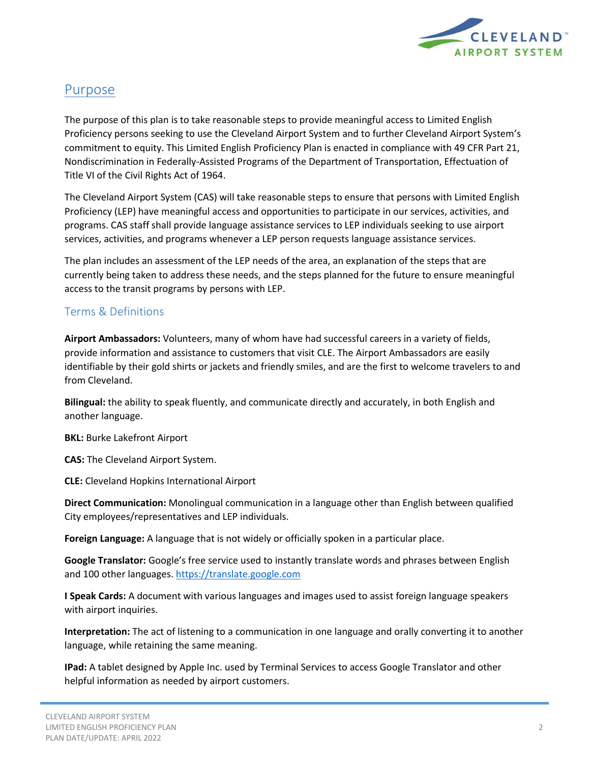## Purpose

The purpose of this plan is to take reasonable steps to provide meaningful access to Limited English Proficiency persons seeking to use the Cleveland Airport System and to further Cleveland Airport System's commitment to equity. This Limited English Proficiency Plan is enacted in compliance with 49 CFR Part 21, Nondiscrimination in Federally-Assisted Programs of the Department of Transportation, Effectuation of Title VI of the Civil Rights Act of 1964.

The Cleveland Airport System (CAS) will take reasonable steps to ensure that persons with Limited English Proficiency (LEP) have meaningful access and opportunities to participate in our services, activities, and programs. CAS staff shall provide language assistance services to LEP individuals seeking to use airport services, activities, and programs whenever a LEP person requests language assistance services.

The plan includes an assessment of the LEP needs of the area, an explanation of the steps that are currently being taken to address these needs, and the steps planned for the future to ensure meaningful access to the transit programs by persons with LEP.

### Terms & Definitions

**Airport Ambassadors:** Volunteers, many of whom have had successful careers in a variety of fields, provide information and assistance to customers that visit CLE. The Airport Ambassadors are easily identifiable by their gold shirts or jackets and friendly smiles, and are the first to welcome travelers to and from Cleveland.

**Bilingual:** the ability to speak fluently, and communicate directly and accurately, in both English and another language.

**BKL:** Burke Lakefront Airport

**CAS:** The Cleveland Airport System.

**CLE:** Cleveland Hopkins International Airport

**Direct Communication:** Monolingual communication in a language other than English between qualified City employees/representatives and LEP individuals.

**Foreign Language:** A language that is not widely or officially spoken in a particular place.

**Google Translator:** Google's free service used to instantly translate words and phrases between English and 100 other languages. https://translate.google.com

**I Speak Cards:** A document with various languages and images used to assist foreign language speakers with airport inquiries.

**Interpretation:** The act of listening to a communication in one language and orally converting it to another language, while retaining the same meaning.

**IPad:** A tablet designed by Apple Inc. used by Terminal Services to access Google Translator and other helpful information as needed by airport customers.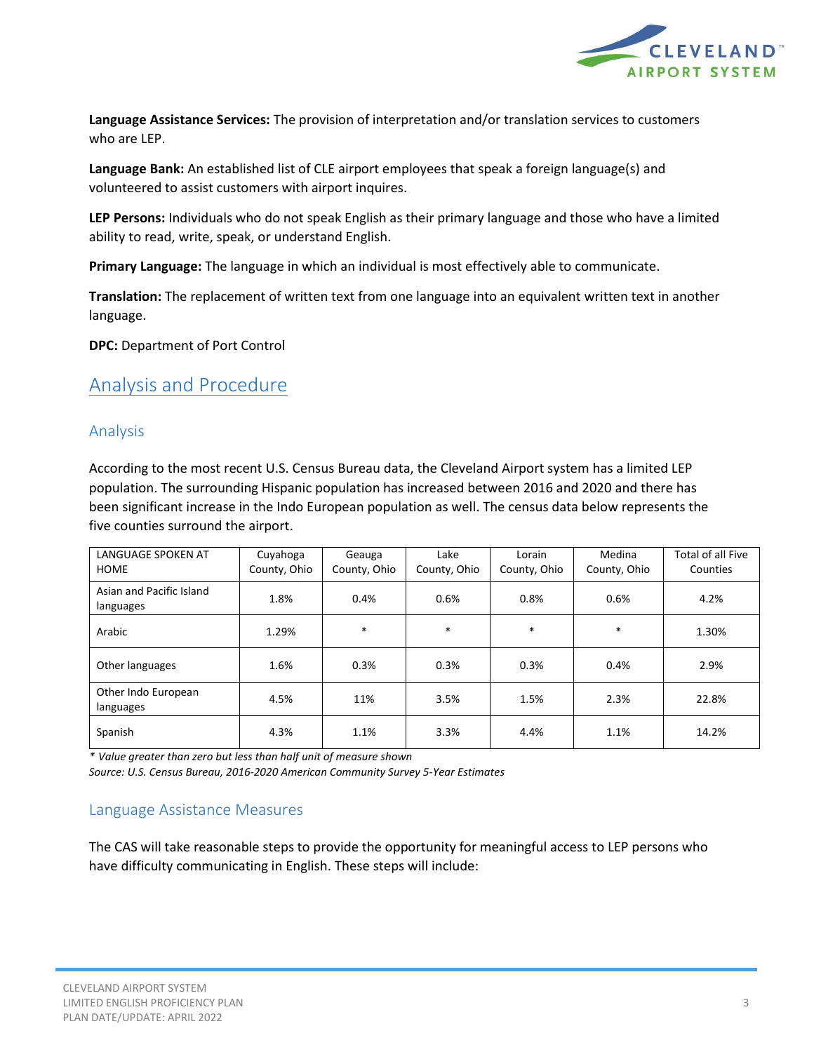**Language Assistance Services:** The provision of interpretation and/or translation services to customers who are LEP.

**Language Bank:** An established list of CLE airport employees that speak a foreign language(s) and volunteered to assist customers with airport inquires.

**LEP Persons:** Individuals who do not speak English as their primary language and those who have a limited ability to read, write, speak, or understand English.

**Primary Language:** The language in which an individual is most effectively able to communicate.

**Translation:** The replacement of written text from one language into an equivalent written text in another language.

**DPC:** Department of Port Control

# Analysis and Procedure

## Analysis

According to the most recent U.S. Census Bureau data, the Cleveland Airport system has a limited LEP population. The surrounding Hispanic population has increased between 2016 and 2020 and there has been significant increase in the Indo European population as well. The census data below represents the five counties surround the airport.

| LANGUAGE SPOKEN AT HOME | Cuyahoga County, Ohio | Geauga County, Ohio | Lake County, Ohio | Lorain County, Ohio | Medina County, Ohio | Total of all Five Counties |
|---|---|---|---|---|---|---|
| Asian and Pacific Island languages | 1.8% | 0.4% | 0.6% | 0.8% | 0.6% | 4.2% |
| Arabic | 1.29% | * | * | * | * | 1.30% |
| Other languages | 1.6% | 0.3% | 0.3% | 0.3% | 0.4% | 2.9% |
| Other Indo European languages | 4.5% | 11% | 3.5% | 1.5% | 2.3% | 22.8% |
| Spanish | 4.3% | 1.1% | 3.3% | 4.4% | 1.1% | 14.2% |

*\* Value greater than zero but less than half unit of measure shown*
*Source: U.S. Census Bureau, 2016-2020 American Community Survey 5-Year Estimates*

## Language Assistance Measures

The CAS will take reasonable steps to provide the opportunity for meaningful access to LEP persons who have difficulty communicating in English. These steps will include: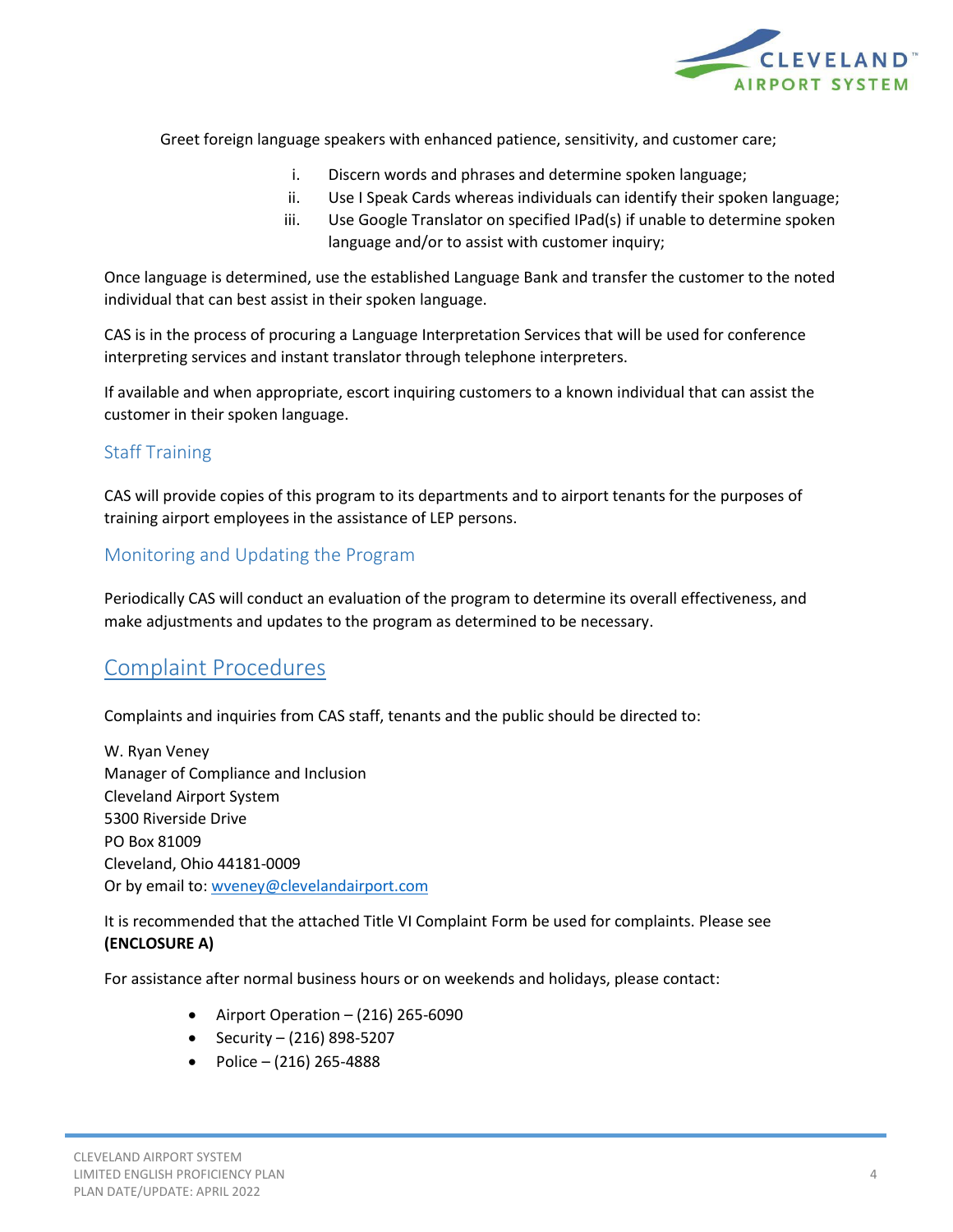Greet foreign language speakers with enhanced patience, sensitivity, and customer care;

i. Discern words and phrases and determine spoken language;
ii. Use I Speak Cards whereas individuals can identify their spoken language;
iii. Use Google Translator on specified IPad(s) if unable to determine spoken language and/or to assist with customer inquiry;

Once language is determined, use the established Language Bank and transfer the customer to the noted individual that can best assist in their spoken language.

CAS is in the process of procuring a Language Interpretation Services that will be used for conference interpreting services and instant translator through telephone interpreters.

If available and when appropriate, escort inquiring customers to a known individual that can assist the customer in their spoken language.

### Staff Training

CAS will provide copies of this program to its departments and to airport tenants for the purposes of training airport employees in the assistance of LEP persons.

### Monitoring and Updating the Program

Periodically CAS will conduct an evaluation of the program to determine its overall effectiveness, and make adjustments and updates to the program as determined to be necessary.

## Complaint Procedures

Complaints and inquiries from CAS staff, tenants and the public should be directed to:

W. Ryan Veney
Manager of Compliance and Inclusion
Cleveland Airport System
5300 Riverside Drive
PO Box 81009
Cleveland, Ohio 44181-0009
Or by email to: wveney@clevelandairport.com

It is recommended that the attached Title VI Complaint Form be used for complaints. Please see **(ENCLOSURE A)**

For assistance after normal business hours or on weekends and holidays, please contact:

- Airport Operation – (216) 265-6090
- Security – (216) 898-5207
- Police – (216) 265-4888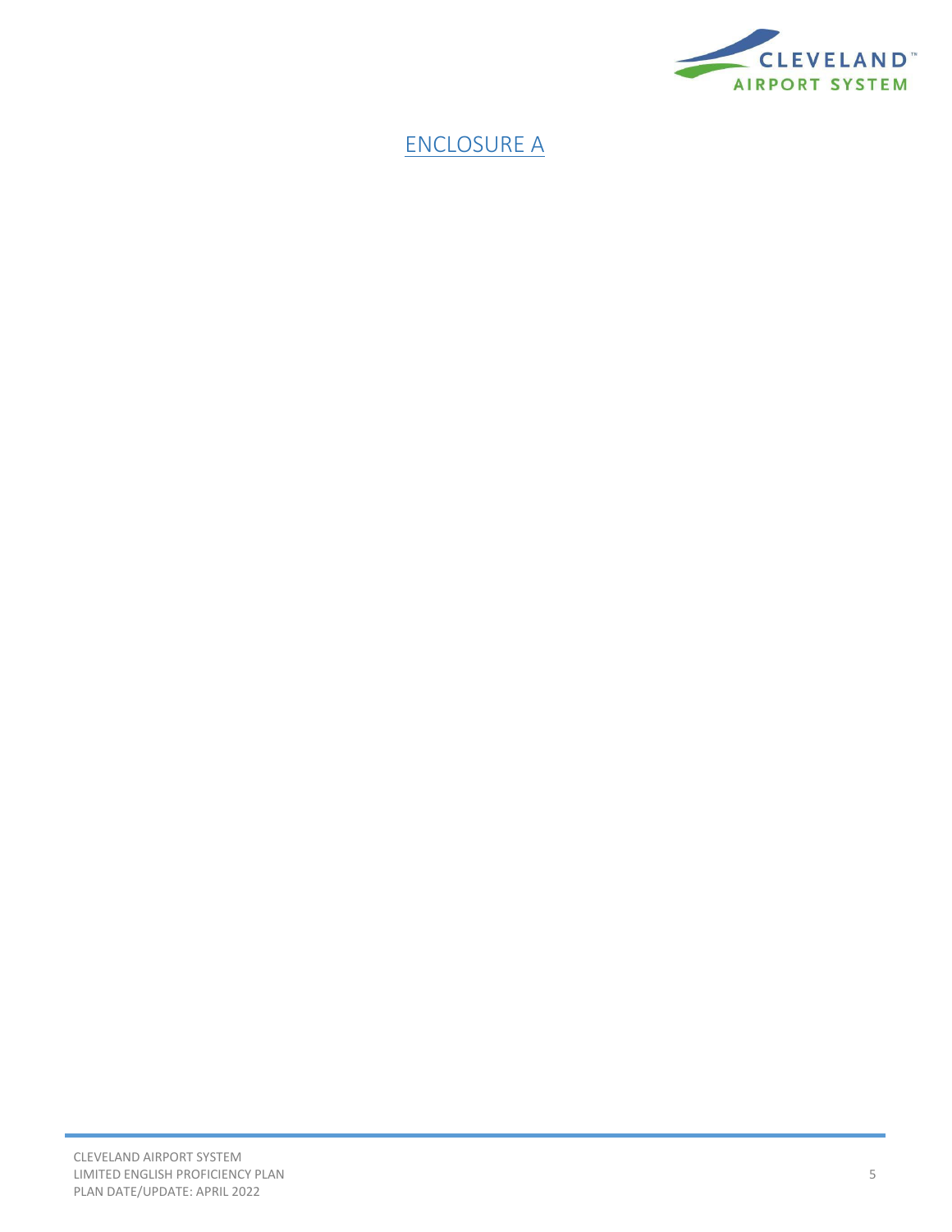# ENCLOSURE A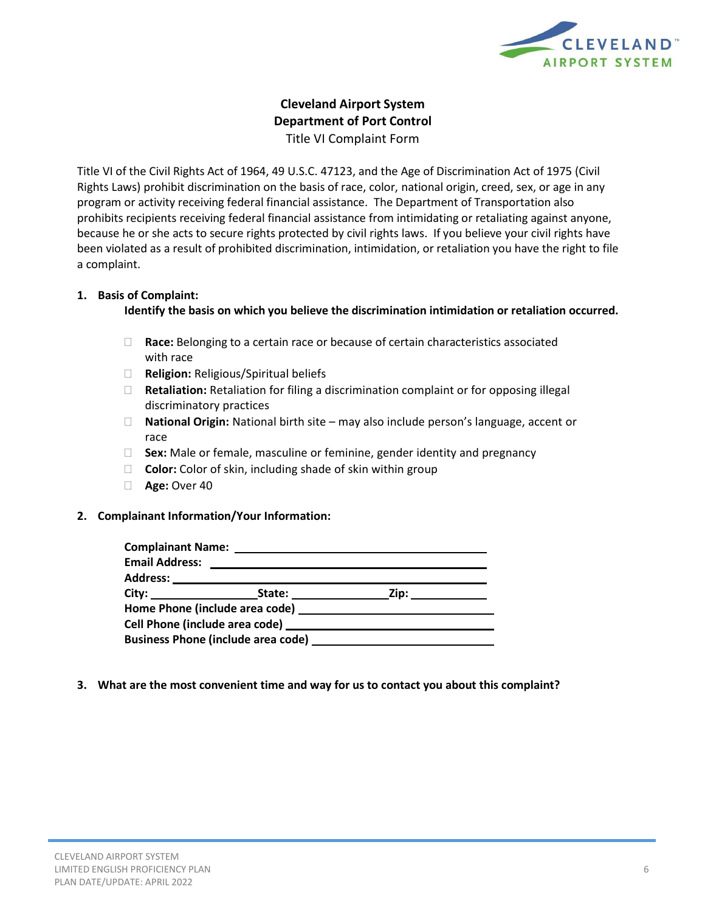**Cleveland Airport System**
**Department of Port Control**
Title VI Complaint Form

Title VI of the Civil Rights Act of 1964, 49 U.S.C. 47123, and the Age of Discrimination Act of 1975 (Civil Rights Laws) prohibit discrimination on the basis of race, color, national origin, creed, sex, or age in any program or activity receiving federal financial assistance. The Department of Transportation also prohibits recipients receiving federal financial assistance from intimidating or retaliating against anyone, because he or she acts to secure rights protected by civil rights laws. If you believe your civil rights have been violated as a result of prohibited discrimination, intimidation, or retaliation you have the right to file a complaint.

1. **Basis of Complaint:**
   **Identify the basis on which you believe the discrimination intimidation or retaliation occurred.**

   - ☐ **Race:** Belonging to a certain race or because of certain characteristics associated with race
   - ☐ **Religion:** Religious/Spiritual beliefs
   - ☐ **Retaliation:** Retaliation for filing a discrimination complaint or for opposing illegal discriminatory practices
   - ☐ **National Origin:** National birth site – may also include person's language, accent or race
   - ☐ **Sex:** Male or female, masculine or feminine, gender identity and pregnancy
   - ☐ **Color:** Color of skin, including shade of skin within group
   - ☐ **Age:** Over 40

2. **Complainant Information/Your Information:**

   **Complainant Name:** ______________________________
   **Email Address:** ______________________________
   **Address:** ______________________________
   **City:** ______________ **State:** ______________ **Zip:** ______________
   **Home Phone (include area code)** ______________________________
   **Cell Phone (include area code)** ______________________________
   **Business Phone (include area code)** ______________________________

3. **What are the most convenient time and way for us to contact you about this complaint?**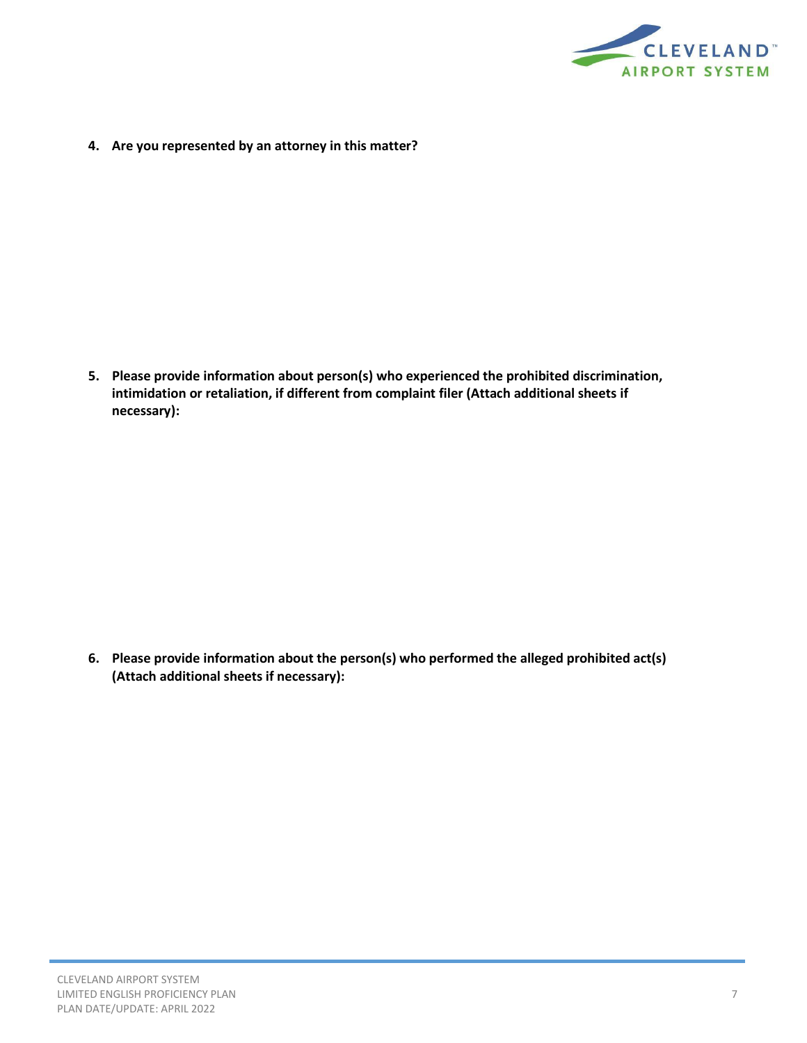4. **Are you represented by an attorney in this matter?**

5. **Please provide information about person(s) who experienced the prohibited discrimination, intimidation or retaliation, if different from complaint filer (Attach additional sheets if necessary):**

6. **Please provide information about the person(s) who performed the alleged prohibited act(s) (Attach additional sheets if necessary):**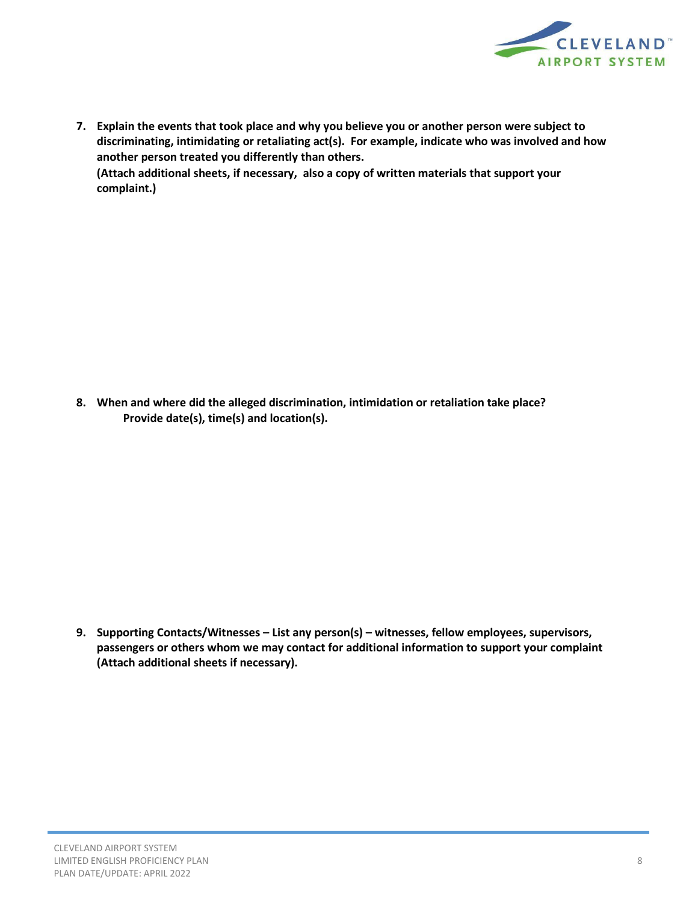7. **Explain the events that took place and why you believe you or another person were subject to discriminating, intimidating or retaliating act(s). For example, indicate who was involved and how another person treated you differently than others.**
   **(Attach additional sheets, if necessary, also a copy of written materials that support your complaint.)**

8. **When and where did the alleged discrimination, intimidation or retaliation take place?**
   **Provide date(s), time(s) and location(s).**

9. **Supporting Contacts/Witnesses – List any person(s) – witnesses, fellow employees, supervisors, passengers or others whom we may contact for additional information to support your complaint (Attach additional sheets if necessary).**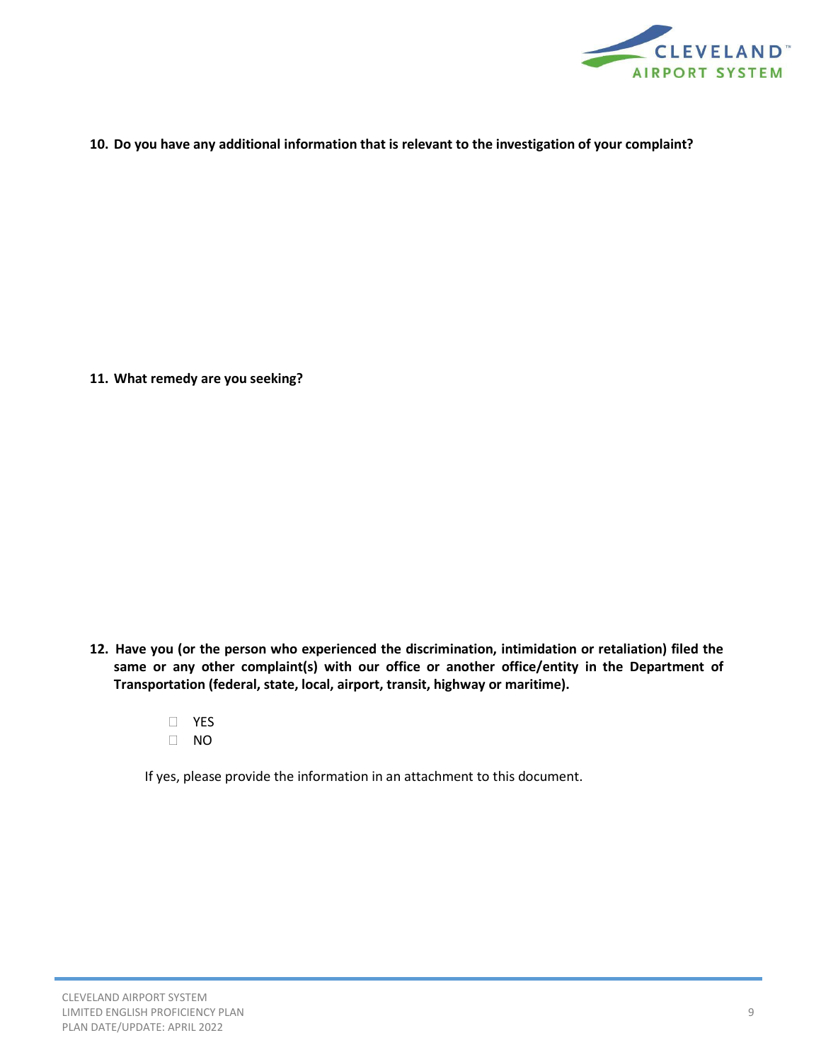**10. Do you have any additional information that is relevant to the investigation of your complaint?**

**11. What remedy are you seeking?**

**12. Have you (or the person who experienced the discrimination, intimidation or retaliation) filed the same or any other complaint(s) with our office or another office/entity in the Department of Transportation (federal, state, local, airport, transit, highway or maritime).**

- ☐ YES
- ☐ NO

If yes, please provide the information in an attachment to this document.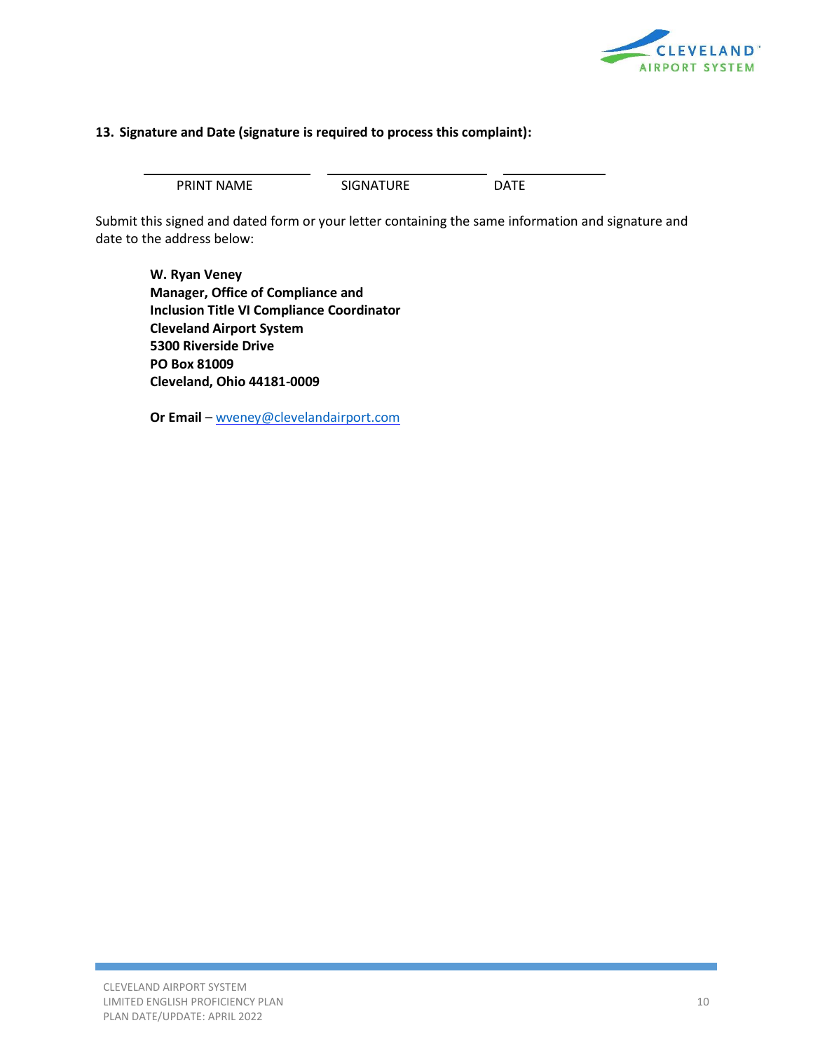**13. Signature and Date (signature is required to process this complaint):**

| | | |
|---|---|---|
| PRINT NAME | SIGNATURE | DATE |

Submit this signed and dated form or your letter containing the same information and signature and date to the address below:

**W. Ryan Veney**
**Manager, Office of Compliance and**
**Inclusion Title VI Compliance Coordinator**
**Cleveland Airport System**
**5300 Riverside Drive**
**PO Box 81009**
**Cleveland, Ohio 44181-0009**

**Or Email** – wveney@clevelandairport.com